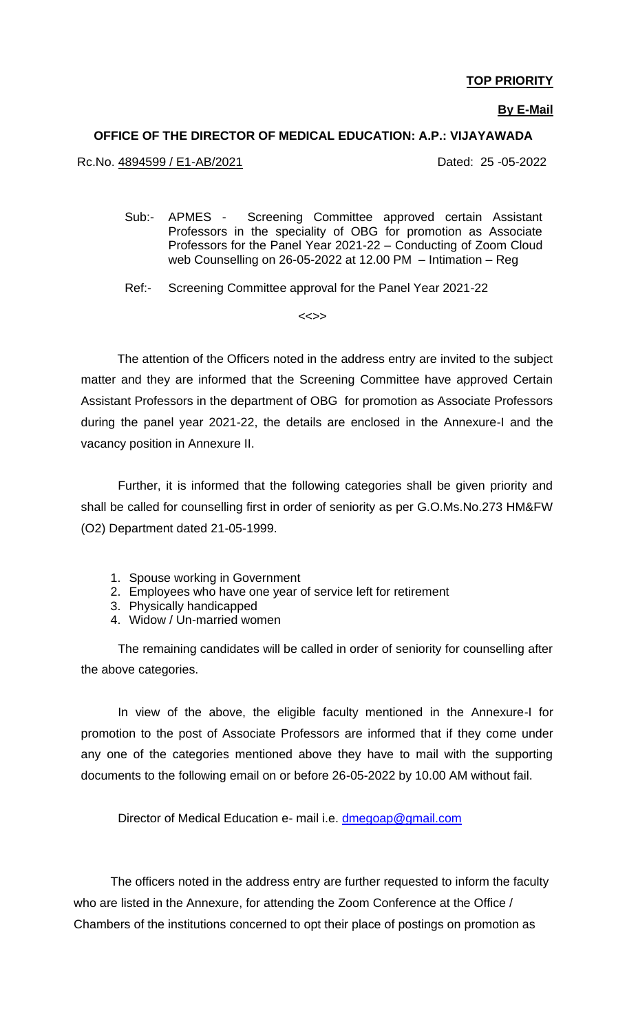**TOP PRIORITY**

**By E-Mail**

**OFFICE OF THE DIRECTOR OF MEDICAL EDUCATION: A.P.: VIJAYAWADA**

Rc.No. 4894599 / E1-AB/2021 Dated: 25 -05-2022

Sub:- APMES - Screening Committee approved certain Assistant Professors in the speciality of OBG for promotion as Associate Professors for the Panel Year 2021-22 – Conducting of Zoom Cloud web Counselling on 26-05-2022 at 12.00 PM – Intimation – Reg

Ref:- Screening Committee approval for the Panel Year 2021-22

<<>>

The attention of the Officers noted in the address entry are invited to the subject matter and they are informed that the Screening Committee have approved Certain Assistant Professors in the department of OBG for promotion as Associate Professors during the panel year 2021-22, the details are enclosed in the Annexure-I and the vacancy position in Annexure II.

Further, it is informed that the following categories shall be given priority and shall be called for counselling first in order of seniority as per G.O.Ms.No.273 HM&FW (O2) Department dated 21-05-1999.

1. Spouse working in Government
2. Employees who have one year of service left for retirement
3. Physically handicapped
4. Widow / Un-married women

The remaining candidates will be called in order of seniority for counselling after the above categories.

In view of the above, the eligible faculty mentioned in the Annexure-I for promotion to the post of Associate Professors are informed that if they come under any one of the categories mentioned above they have to mail with the supporting documents to the following email on or before 26-05-2022 by 10.00 AM without fail.

Director of Medical Education e- mail i.e. dmegoap@gmail.com

The officers noted in the address entry are further requested to inform the faculty who are listed in the Annexure, for attending the Zoom Conference at the Office / Chambers of the institutions concerned to opt their place of postings on promotion as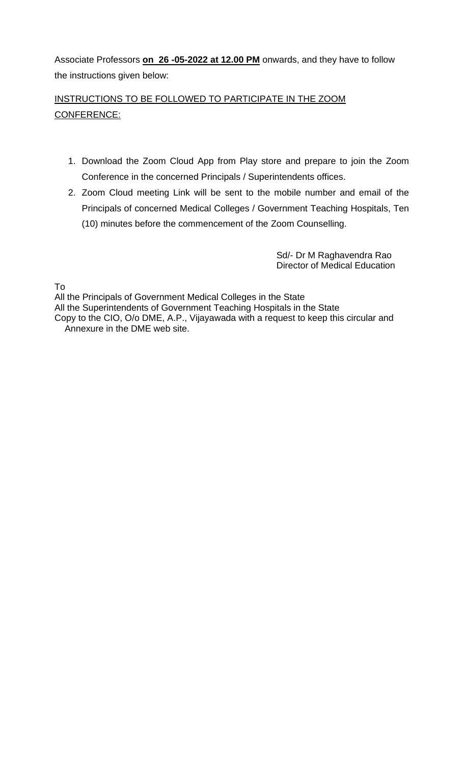Associate Professors **on 26 -05-2022 at 12.00 PM** onwards, and they have to follow the instructions given below:

INSTRUCTIONS TO BE FOLLOWED TO PARTICIPATE IN THE ZOOM CONFERENCE:

1. Download the Zoom Cloud App from Play store and prepare to join the Zoom Conference in the concerned Principals / Superintendents offices.
2. Zoom Cloud meeting Link will be sent to the mobile number and email of the Principals of concerned Medical Colleges / Government Teaching Hospitals, Ten (10) minutes before the commencement of the Zoom Counselling.

Sd/- Dr M Raghavendra Rao
Director of Medical Education

To
All the Principals of Government Medical Colleges in the State
All the Superintendents of Government Teaching Hospitals in the State
Copy to the CIO, O/o DME, A.P., Vijayawada with a request to keep this circular and Annexure in the DME web site.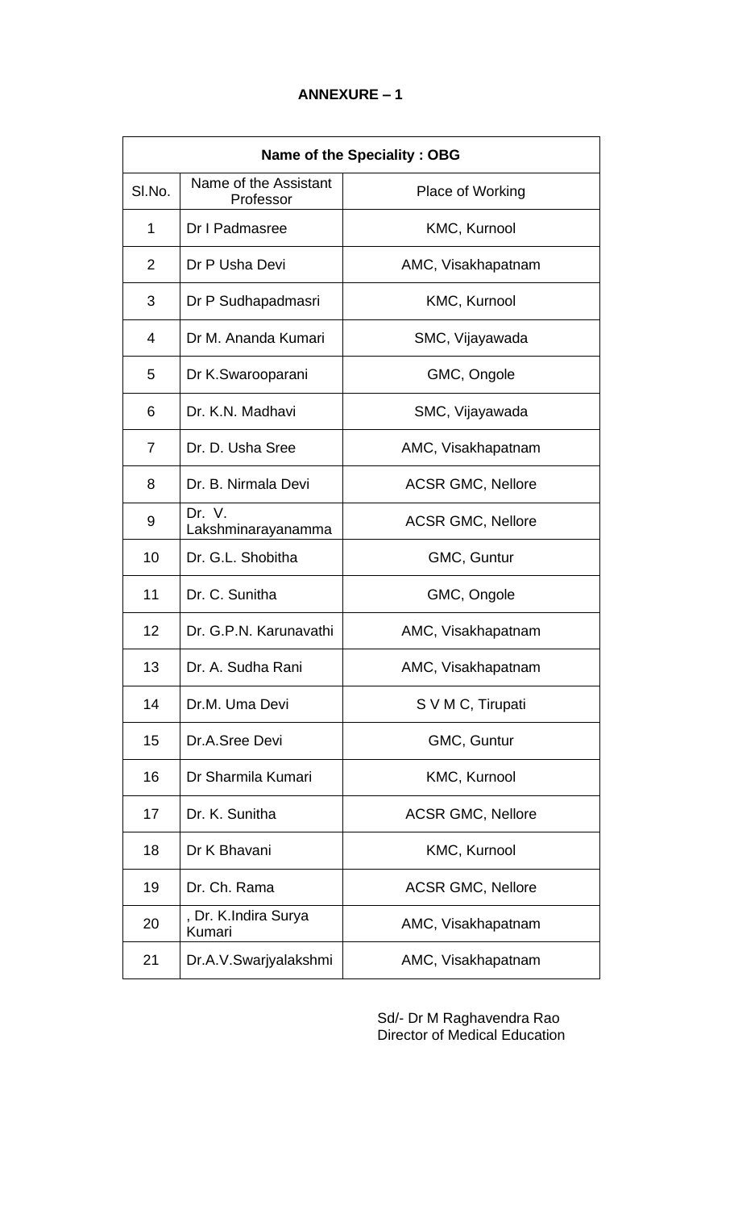**ANNEXURE – 1**

| Name of the Speciality : OBG | | |
|---|---|---|
| Sl.No. | Name of the Assistant Professor | Place of Working |
| 1 | Dr I Padmasree | KMC, Kurnool |
| 2 | Dr P Usha Devi | AMC, Visakhapatnam |
| 3 | Dr P Sudhapadmasri | KMC, Kurnool |
| 4 | Dr M. Ananda Kumari | SMC, Vijayawada |
| 5 | Dr K.Swarooparani | GMC, Ongole |
| 6 | Dr. K.N. Madhavi | SMC, Vijayawada |
| 7 | Dr. D. Usha Sree | AMC, Visakhapatnam |
| 8 | Dr. B. Nirmala Devi | ACSR GMC, Nellore |
| 9 | Dr. V. Lakshminarayanamma | ACSR GMC, Nellore |
| 10 | Dr. G.L. Shobitha | GMC, Guntur |
| 11 | Dr. C. Sunitha | GMC, Ongole |
| 12 | Dr. G.P.N. Karunavathi | AMC, Visakhapatnam |
| 13 | Dr. A. Sudha Rani | AMC, Visakhapatnam |
| 14 | Dr.M. Uma Devi | S V M C, Tirupati |
| 15 | Dr.A.Sree Devi | GMC, Guntur |
| 16 | Dr Sharmila Kumari | KMC, Kurnool |
| 17 | Dr. K. Sunitha | ACSR GMC, Nellore |
| 18 | Dr K Bhavani | KMC, Kurnool |
| 19 | Dr. Ch. Rama | ACSR GMC, Nellore |
| 20 | , Dr. K.Indira Surya Kumari | AMC, Visakhapatnam |
| 21 | Dr.A.V.Swarjyalakshmi | AMC, Visakhapatnam |

Sd/- Dr M Raghavendra Rao
Director of Medical Education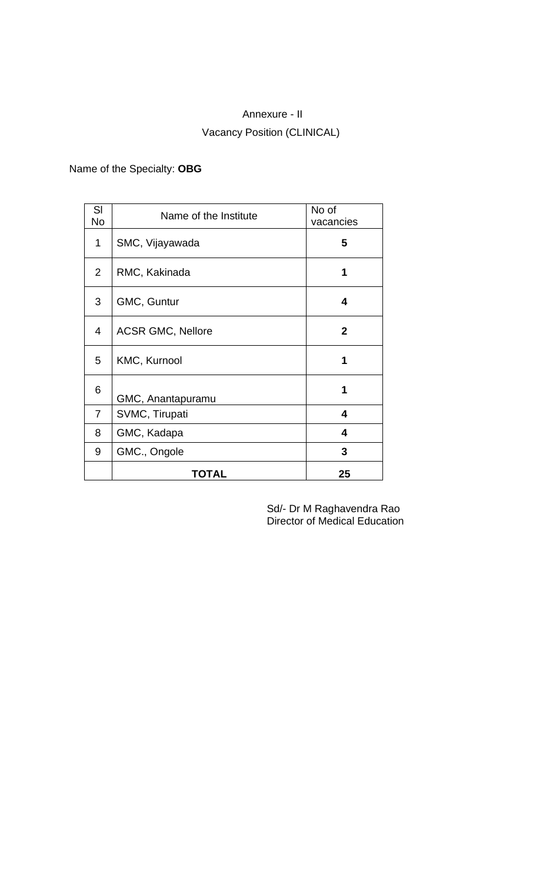Annexure - II

Vacancy Position (CLINICAL)

Name of the Specialty: **OBG**

| Sl No | Name of the Institute | No of vacancies |
|---|---|---|
| 1 | SMC, Vijayawada | **5** |
| 2 | RMC, Kakinada | **1** |
| 3 | GMC, Guntur | **4** |
| 4 | ACSR GMC, Nellore | **2** |
| 5 | KMC, Kurnool | **1** |
| 6 | GMC, Anantapuramu | **1** |
| 7 | SVMC, Tirupati | **4** |
| 8 | GMC, Kadapa | **4** |
| 9 | GMC., Ongole | **3** |
| | **TOTAL** | **25** |

Sd/- Dr M Raghavendra Rao
Director of Medical Education